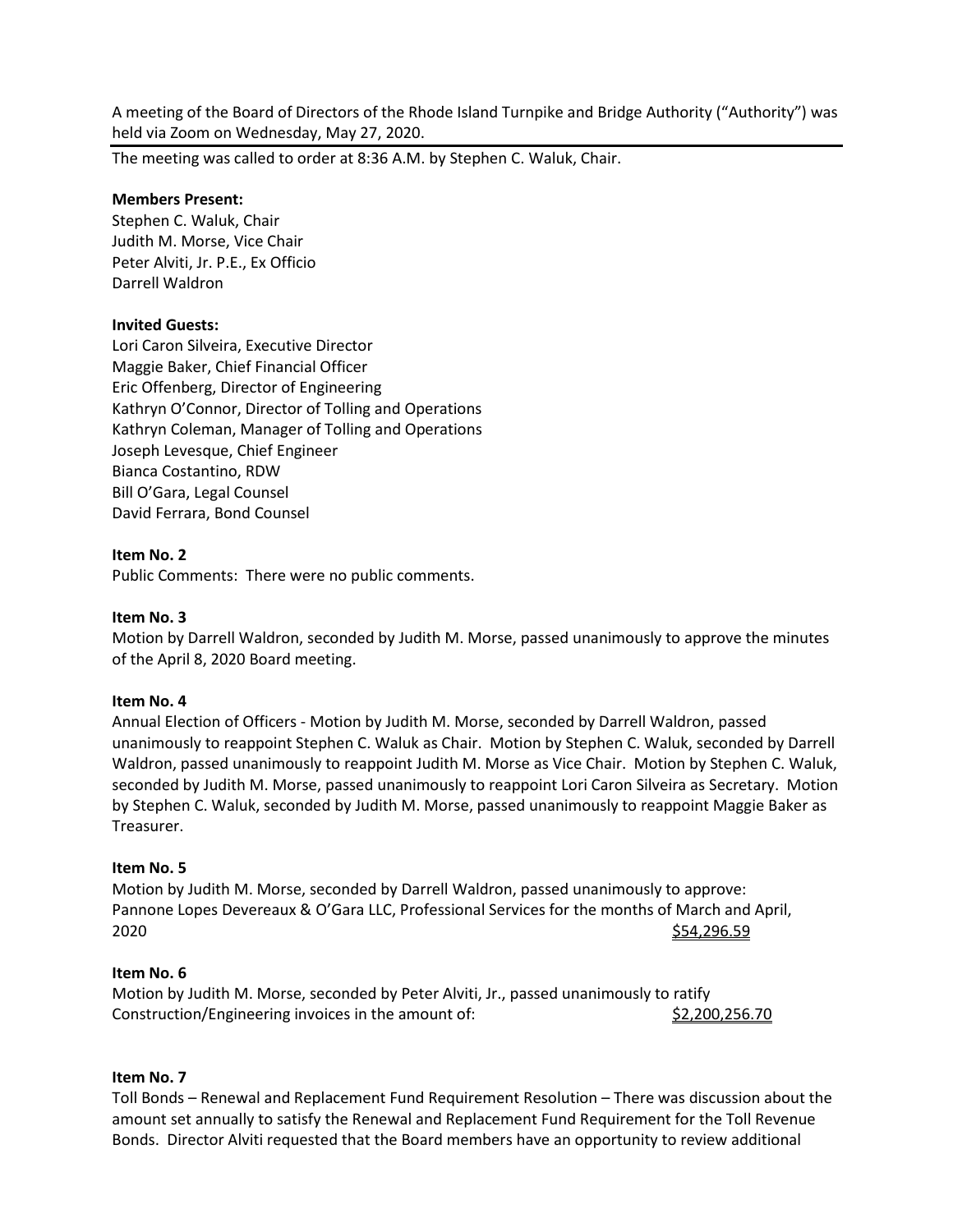A meeting of the Board of Directors of the Rhode Island Turnpike and Bridge Authority ("Authority") was held via Zoom on Wednesday, May 27, 2020.

---

The meeting was called to order at 8:36 A.M. by Stephen C. Waluk, Chair.

**Members Present:**
Stephen C. Waluk, Chair
Judith M. Morse, Vice Chair
Peter Alviti, Jr. P.E., Ex Officio
Darrell Waldron

**Invited Guests:**
Lori Caron Silveira, Executive Director
Maggie Baker, Chief Financial Officer
Eric Offenberg, Director of Engineering
Kathryn O'Connor, Director of Tolling and Operations
Kathryn Coleman, Manager of Tolling and Operations
Joseph Levesque, Chief Engineer
Bianca Costantino, RDW
Bill O'Gara, Legal Counsel
David Ferrara, Bond Counsel

**Item No. 2**
Public Comments: There were no public comments.

**Item No. 3**
Motion by Darrell Waldron, seconded by Judith M. Morse, passed unanimously to approve the minutes of the April 8, 2020 Board meeting.

**Item No. 4**
Annual Election of Officers - Motion by Judith M. Morse, seconded by Darrell Waldron, passed unanimously to reappoint Stephen C. Waluk as Chair. Motion by Stephen C. Waluk, seconded by Darrell Waldron, passed unanimously to reappoint Judith M. Morse as Vice Chair. Motion by Stephen C. Waluk, seconded by Judith M. Morse, passed unanimously to reappoint Lori Caron Silveira as Secretary. Motion by Stephen C. Waluk, seconded by Judith M. Morse, passed unanimously to reappoint Maggie Baker as Treasurer.

**Item No. 5**
Motion by Judith M. Morse, seconded by Darrell Waldron, passed unanimously to approve:
Pannone Lopes Devereaux & O'Gara LLC, Professional Services for the months of March and April, 2020 $54,296.59

**Item No. 6**
Motion by Judith M. Morse, seconded by Peter Alviti, Jr., passed unanimously to ratify Construction/Engineering invoices in the amount of: $2,200,256.70

**Item No. 7**
Toll Bonds – Renewal and Replacement Fund Requirement Resolution – There was discussion about the amount set annually to satisfy the Renewal and Replacement Fund Requirement for the Toll Revenue Bonds. Director Alviti requested that the Board members have an opportunity to review additional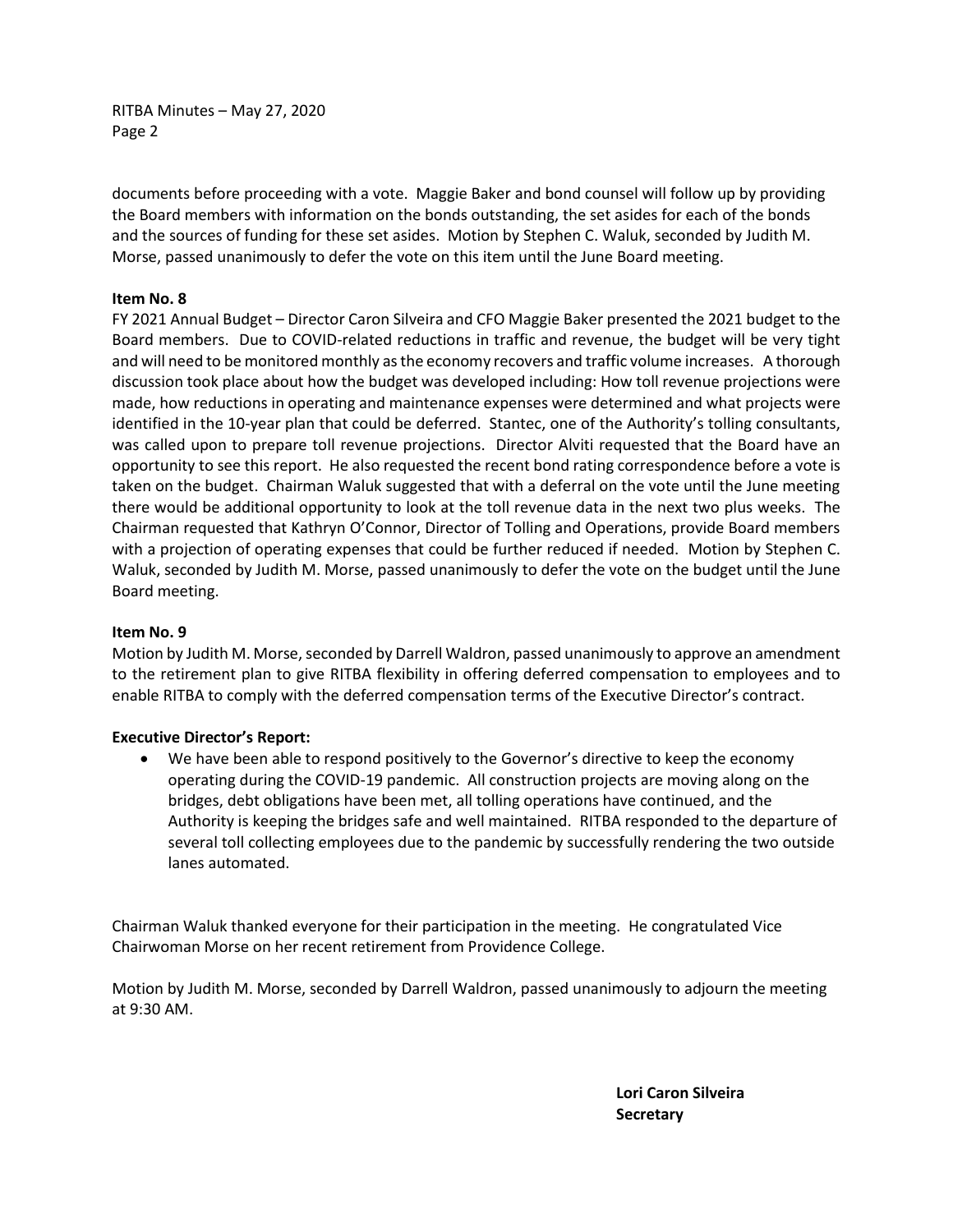documents before proceeding with a vote. Maggie Baker and bond counsel will follow up by providing the Board members with information on the bonds outstanding, the set asides for each of the bonds and the sources of funding for these set asides. Motion by Stephen C. Waluk, seconded by Judith M. Morse, passed unanimously to defer the vote on this item until the June Board meeting.

**Item No. 8**

FY 2021 Annual Budget – Director Caron Silveira and CFO Maggie Baker presented the 2021 budget to the Board members. Due to COVID-related reductions in traffic and revenue, the budget will be very tight and will need to be monitored monthly as the economy recovers and traffic volume increases. A thorough discussion took place about how the budget was developed including: How toll revenue projections were made, how reductions in operating and maintenance expenses were determined and what projects were identified in the 10-year plan that could be deferred. Stantec, one of the Authority's tolling consultants, was called upon to prepare toll revenue projections. Director Alviti requested that the Board have an opportunity to see this report. He also requested the recent bond rating correspondence before a vote is taken on the budget. Chairman Waluk suggested that with a deferral on the vote until the June meeting there would be additional opportunity to look at the toll revenue data in the next two plus weeks. The Chairman requested that Kathryn O'Connor, Director of Tolling and Operations, provide Board members with a projection of operating expenses that could be further reduced if needed. Motion by Stephen C. Waluk, seconded by Judith M. Morse, passed unanimously to defer the vote on the budget until the June Board meeting.

**Item No. 9**

Motion by Judith M. Morse, seconded by Darrell Waldron, passed unanimously to approve an amendment to the retirement plan to give RITBA flexibility in offering deferred compensation to employees and to enable RITBA to comply with the deferred compensation terms of the Executive Director's contract.

**Executive Director's Report:**

- We have been able to respond positively to the Governor's directive to keep the economy operating during the COVID-19 pandemic. All construction projects are moving along on the bridges, debt obligations have been met, all tolling operations have continued, and the Authority is keeping the bridges safe and well maintained. RITBA responded to the departure of several toll collecting employees due to the pandemic by successfully rendering the two outside lanes automated.

Chairman Waluk thanked everyone for their participation in the meeting. He congratulated Vice Chairwoman Morse on her recent retirement from Providence College.

Motion by Judith M. Morse, seconded by Darrell Waldron, passed unanimously to adjourn the meeting at 9:30 AM.

**Lori Caron Silveira**
**Secretary**